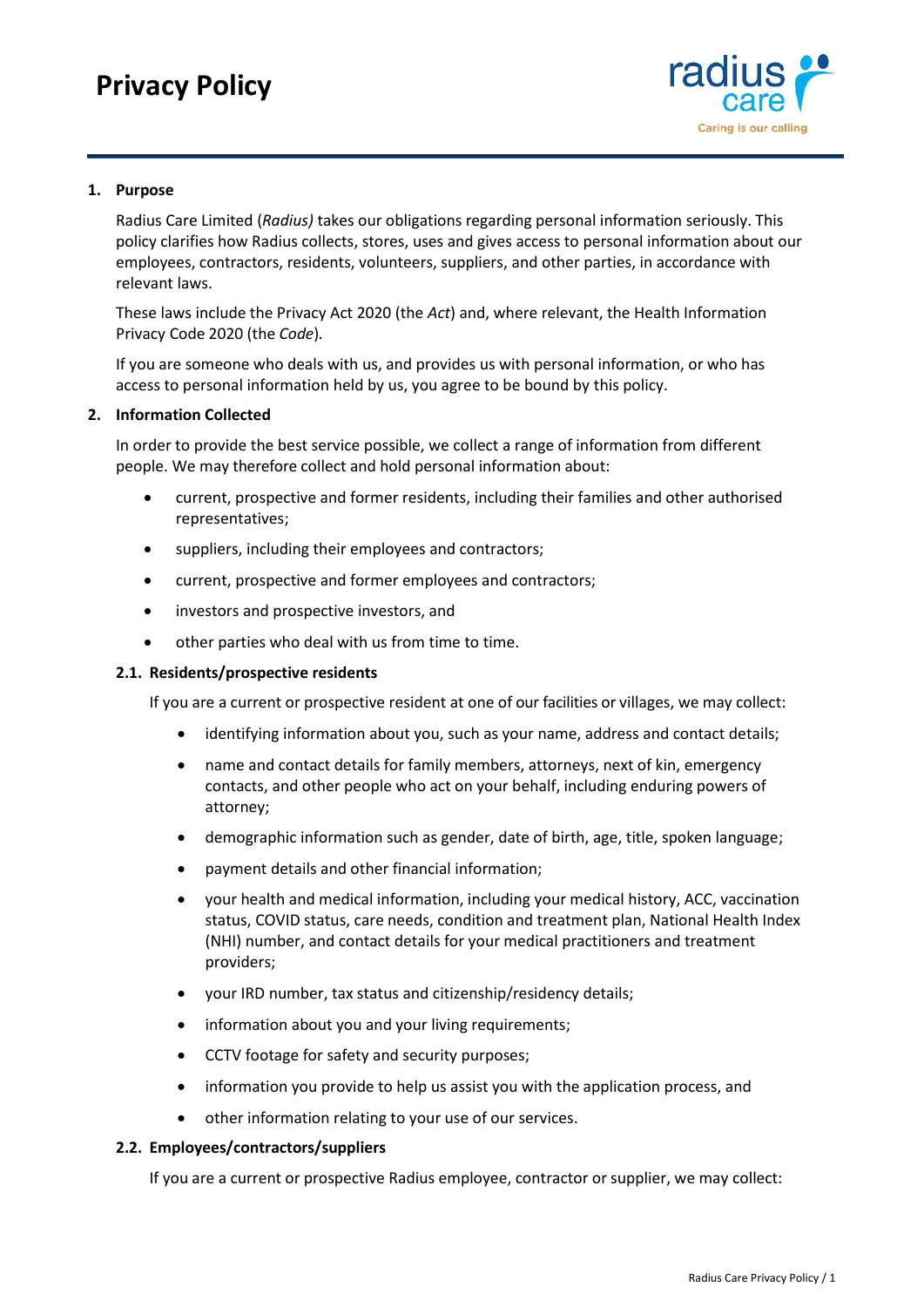# Privacy Policy

## 1. Purpose

Radius Care Limited (*Radius)* takes our obligations regarding personal information seriously. This policy clarifies how Radius collects, stores, uses and gives access to personal information about our employees, contractors, residents, volunteers, suppliers, and other parties, in accordance with relevant laws.

These laws include the Privacy Act 2020 (the *Act*) and, where relevant, the Health Information Privacy Code 2020 (the *Code*).

If you are someone who deals with us, and provides us with personal information, or who has access to personal information held by us, you agree to be bound by this policy.

## 2. Information Collected

In order to provide the best service possible, we collect a range of information from different people. We may therefore collect and hold personal information about:

- current, prospective and former residents, including their families and other authorised representatives;
- suppliers, including their employees and contractors;
- current, prospective and former employees and contractors;
- investors and prospective investors, and
- other parties who deal with us from time to time.

### 2.1. Residents/prospective residents

If you are a current or prospective resident at one of our facilities or villages, we may collect:

- identifying information about you, such as your name, address and contact details;
- name and contact details for family members, attorneys, next of kin, emergency contacts, and other people who act on your behalf, including enduring powers of attorney;
- demographic information such as gender, date of birth, age, title, spoken language;
- payment details and other financial information;
- your health and medical information, including your medical history, ACC, vaccination status, COVID status, care needs, condition and treatment plan, National Health Index (NHI) number, and contact details for your medical practitioners and treatment providers;
- your IRD number, tax status and citizenship/residency details;
- information about you and your living requirements;
- CCTV footage for safety and security purposes;
- information you provide to help us assist you with the application process, and
- other information relating to your use of our services.

### 2.2. Employees/contractors/suppliers

If you are a current or prospective Radius employee, contractor or supplier, we may collect: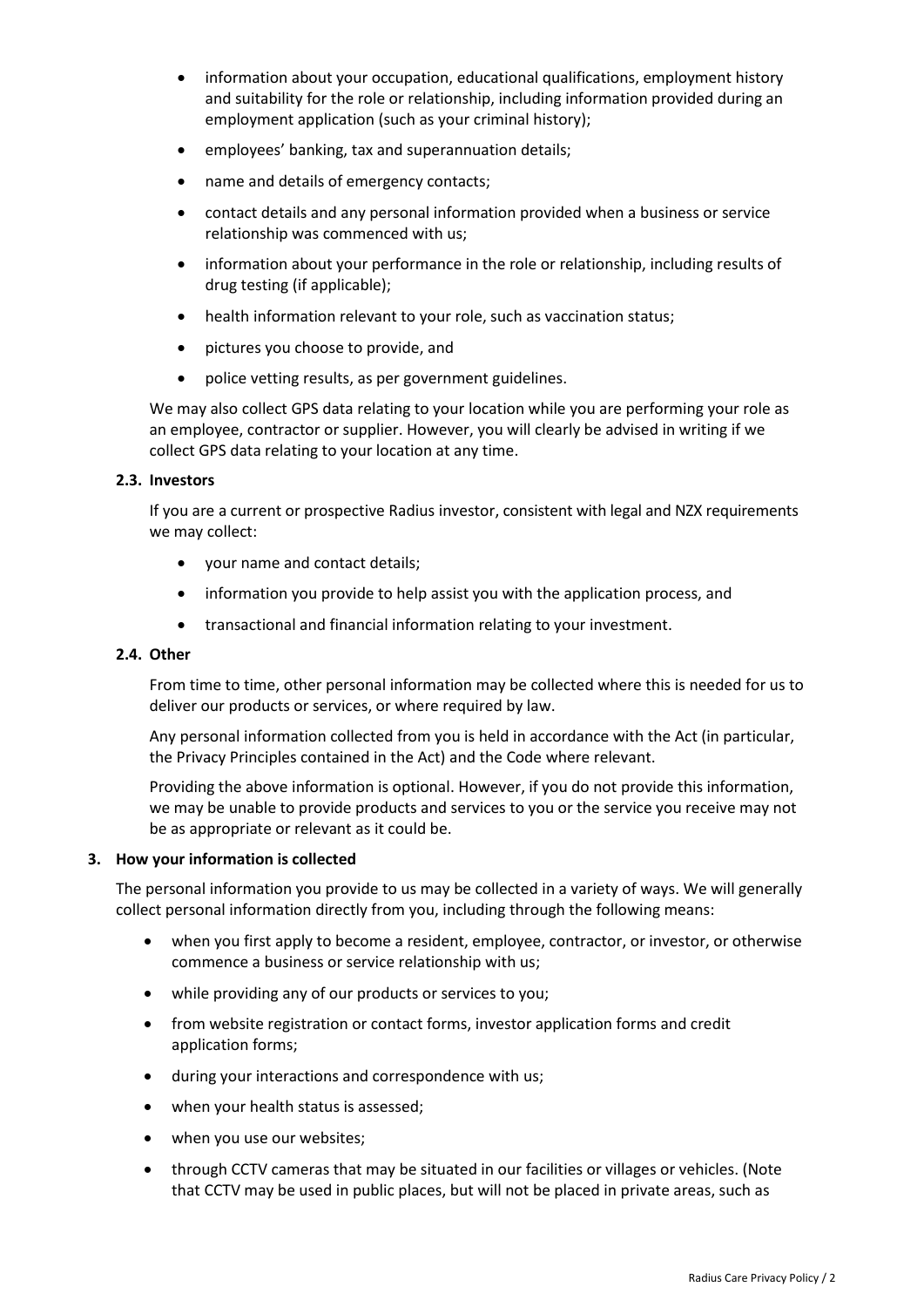- information about your occupation, educational qualifications, employment history and suitability for the role or relationship, including information provided during an employment application (such as your criminal history);
- employees' banking, tax and superannuation details;
- name and details of emergency contacts;
- contact details and any personal information provided when a business or service relationship was commenced with us;
- information about your performance in the role or relationship, including results of drug testing (if applicable);
- health information relevant to your role, such as vaccination status;
- pictures you choose to provide, and
- police vetting results, as per government guidelines.

We may also collect GPS data relating to your location while you are performing your role as an employee, contractor or supplier. However, you will clearly be advised in writing if we collect GPS data relating to your location at any time.

### 2.3. Investors

If you are a current or prospective Radius investor, consistent with legal and NZX requirements we may collect:

- your name and contact details;
- information you provide to help assist you with the application process, and
- transactional and financial information relating to your investment.

### 2.4. Other

From time to time, other personal information may be collected where this is needed for us to deliver our products or services, or where required by law.

Any personal information collected from you is held in accordance with the Act (in particular, the Privacy Principles contained in the Act) and the Code where relevant.

Providing the above information is optional. However, if you do not provide this information, we may be unable to provide products and services to you or the service you receive may not be as appropriate or relevant as it could be.

## 3. How your information is collected

The personal information you provide to us may be collected in a variety of ways. We will generally collect personal information directly from you, including through the following means:

- when you first apply to become a resident, employee, contractor, or investor, or otherwise commence a business or service relationship with us;
- while providing any of our products or services to you;
- from website registration or contact forms, investor application forms and credit application forms;
- during your interactions and correspondence with us;
- when your health status is assessed;
- when you use our websites;
- through CCTV cameras that may be situated in our facilities or villages or vehicles. (Note that CCTV may be used in public places, but will not be placed in private areas, such as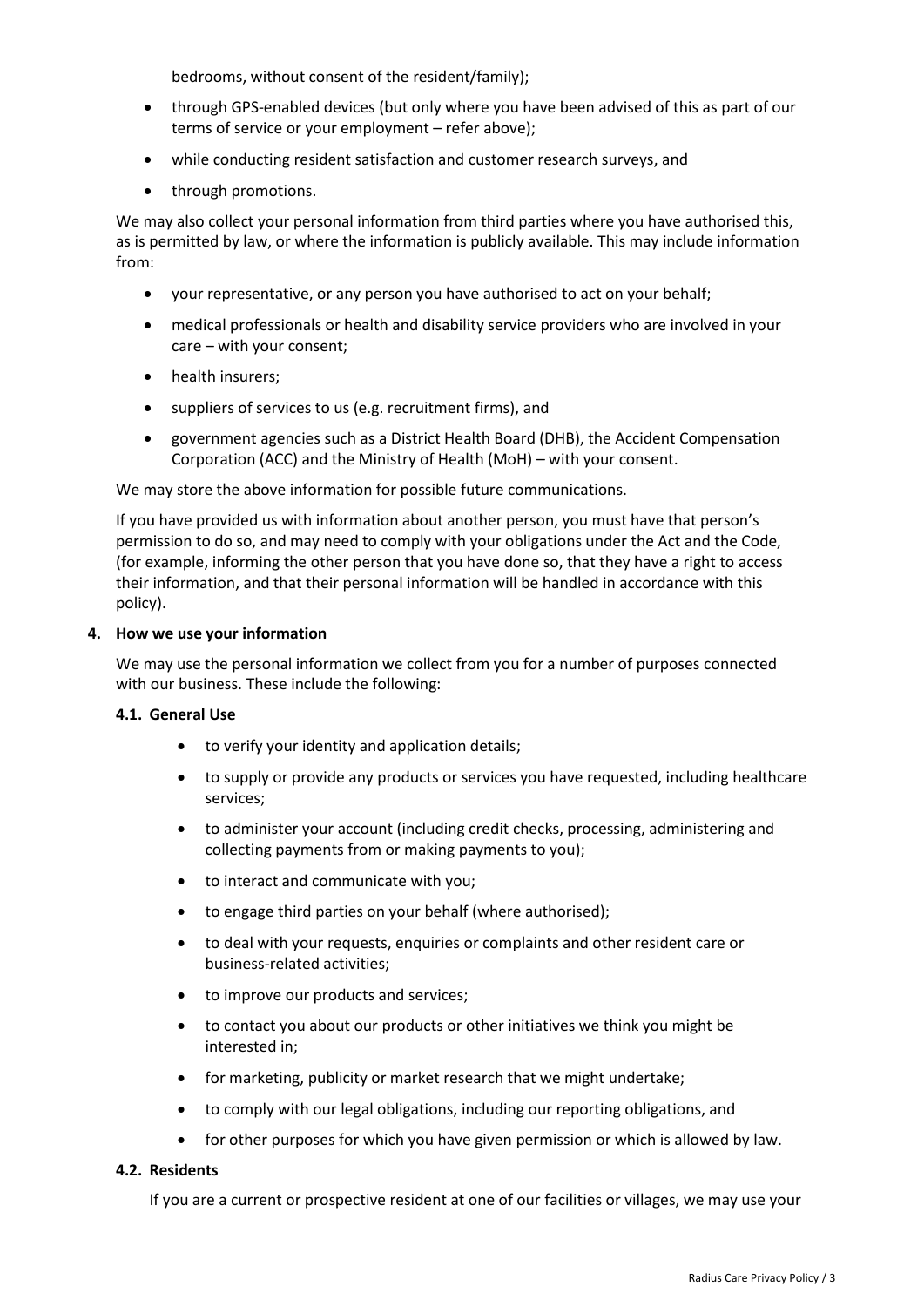bedrooms, without consent of the resident/family);

- through GPS-enabled devices (but only where you have been advised of this as part of our terms of service or your employment – refer above);
- while conducting resident satisfaction and customer research surveys, and
- through promotions.

We may also collect your personal information from third parties where you have authorised this, as is permitted by law, or where the information is publicly available. This may include information from:

- your representative, or any person you have authorised to act on your behalf;
- medical professionals or health and disability service providers who are involved in your care – with your consent;
- health insurers;
- suppliers of services to us (e.g. recruitment firms), and
- government agencies such as a District Health Board (DHB), the Accident Compensation Corporation (ACC) and the Ministry of Health (MoH) – with your consent.

We may store the above information for possible future communications.

If you have provided us with information about another person, you must have that person's permission to do so, and may need to comply with your obligations under the Act and the Code, (for example, informing the other person that you have done so, that they have a right to access their information, and that their personal information will be handled in accordance with this policy).

## 4. How we use your information

We may use the personal information we collect from you for a number of purposes connected with our business. These include the following:

### 4.1. General Use

- to verify your identity and application details;
- to supply or provide any products or services you have requested, including healthcare services;
- to administer your account (including credit checks, processing, administering and collecting payments from or making payments to you);
- to interact and communicate with you;
- to engage third parties on your behalf (where authorised);
- to deal with your requests, enquiries or complaints and other resident care or business-related activities;
- to improve our products and services;
- to contact you about our products or other initiatives we think you might be interested in;
- for marketing, publicity or market research that we might undertake;
- to comply with our legal obligations, including our reporting obligations, and
- for other purposes for which you have given permission or which is allowed by law.

### 4.2. Residents

If you are a current or prospective resident at one of our facilities or villages, we may use your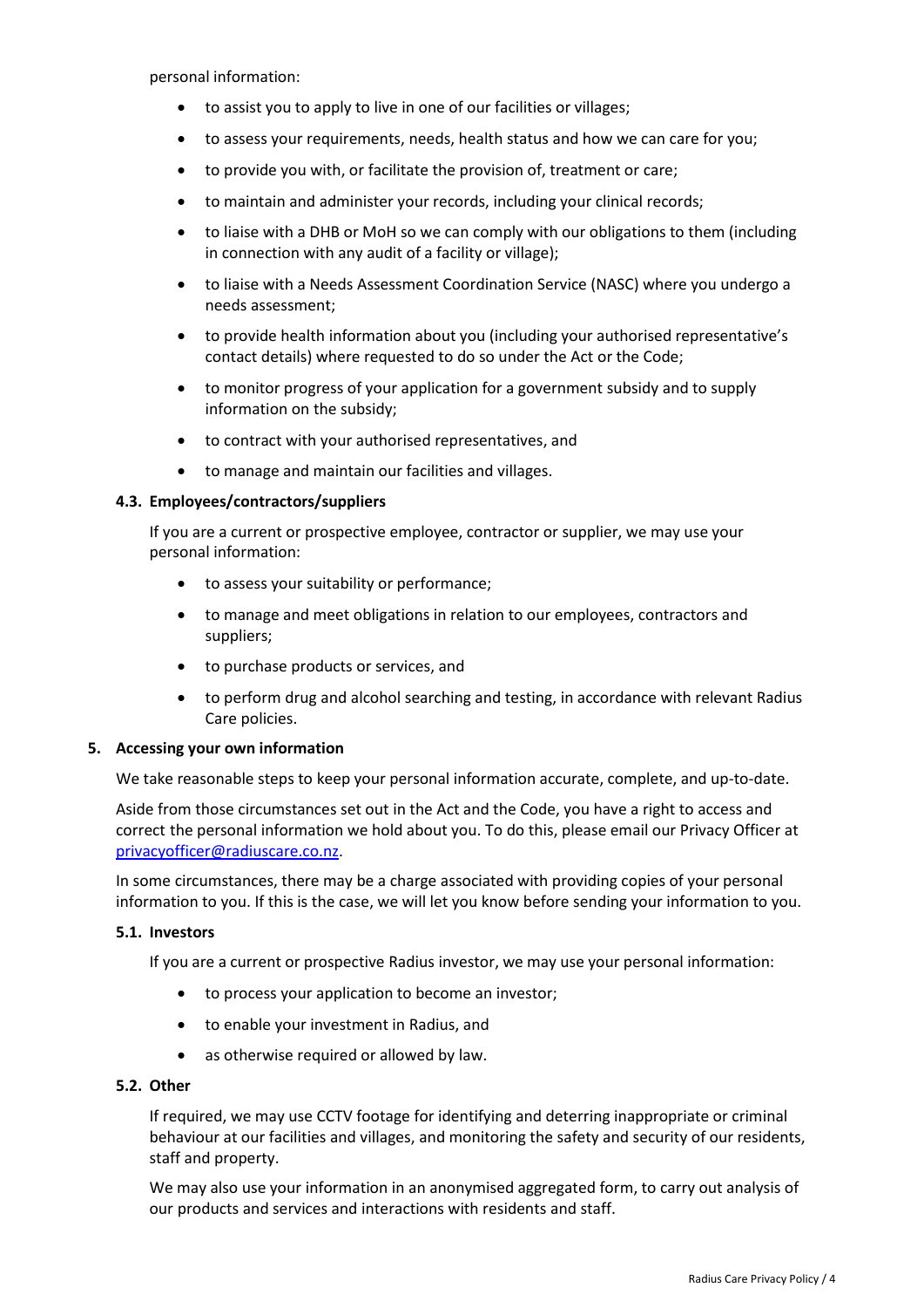personal information:

- to assist you to apply to live in one of our facilities or villages;
- to assess your requirements, needs, health status and how we can care for you;
- to provide you with, or facilitate the provision of, treatment or care;
- to maintain and administer your records, including your clinical records;
- to liaise with a DHB or MoH so we can comply with our obligations to them (including in connection with any audit of a facility or village);
- to liaise with a Needs Assessment Coordination Service (NASC) where you undergo a needs assessment;
- to provide health information about you (including your authorised representative's contact details) where requested to do so under the Act or the Code;
- to monitor progress of your application for a government subsidy and to supply information on the subsidy;
- to contract with your authorised representatives, and
- to manage and maintain our facilities and villages.

### 4.3. Employees/contractors/suppliers

If you are a current or prospective employee, contractor or supplier, we may use your personal information:

- to assess your suitability or performance;
- to manage and meet obligations in relation to our employees, contractors and suppliers;
- to purchase products or services, and
- to perform drug and alcohol searching and testing, in accordance with relevant Radius Care policies.

## 5. Accessing your own information

We take reasonable steps to keep your personal information accurate, complete, and up-to-date.

Aside from those circumstances set out in the Act and the Code, you have a right to access and correct the personal information we hold about you. To do this, please email our Privacy Officer at [privacyofficer@radiuscare.co.nz](mailto:privacyofficer@radiuscare.co.nz).

In some circumstances, there may be a charge associated with providing copies of your personal information to you. If this is the case, we will let you know before sending your information to you.

### 5.1. Investors

If you are a current or prospective Radius investor, we may use your personal information:

- to process your application to become an investor;
- to enable your investment in Radius, and
- as otherwise required or allowed by law.

### 5.2. Other

If required, we may use CCTV footage for identifying and deterring inappropriate or criminal behaviour at our facilities and villages, and monitoring the safety and security of our residents, staff and property.

We may also use your information in an anonymised aggregated form, to carry out analysis of our products and services and interactions with residents and staff.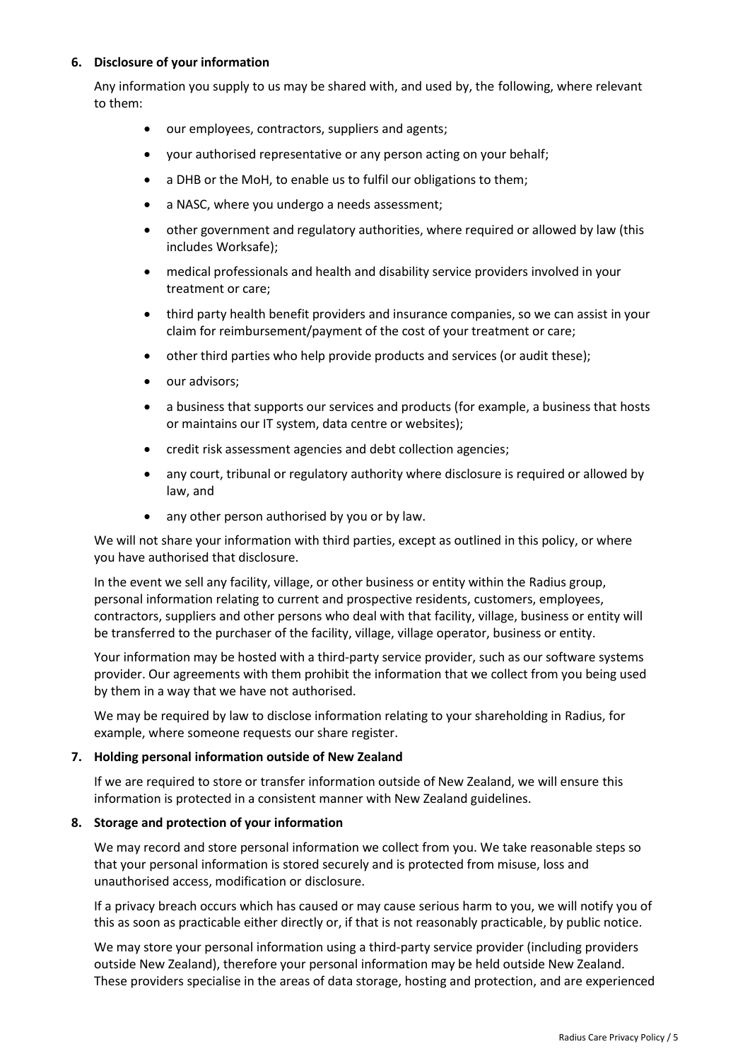## 6. Disclosure of your information

Any information you supply to us may be shared with, and used by, the following, where relevant to them:

- our employees, contractors, suppliers and agents;
- your authorised representative or any person acting on your behalf;
- a DHB or the MoH, to enable us to fulfil our obligations to them;
- a NASC, where you undergo a needs assessment;
- other government and regulatory authorities, where required or allowed by law (this includes Worksafe);
- medical professionals and health and disability service providers involved in your treatment or care;
- third party health benefit providers and insurance companies, so we can assist in your claim for reimbursement/payment of the cost of your treatment or care;
- other third parties who help provide products and services (or audit these);
- our advisors;
- a business that supports our services and products (for example, a business that hosts or maintains our IT system, data centre or websites);
- credit risk assessment agencies and debt collection agencies;
- any court, tribunal or regulatory authority where disclosure is required or allowed by law, and
- any other person authorised by you or by law.

We will not share your information with third parties, except as outlined in this policy, or where you have authorised that disclosure.

In the event we sell any facility, village, or other business or entity within the Radius group, personal information relating to current and prospective residents, customers, employees, contractors, suppliers and other persons who deal with that facility, village, business or entity will be transferred to the purchaser of the facility, village, village operator, business or entity.

Your information may be hosted with a third-party service provider, such as our software systems provider. Our agreements with them prohibit the information that we collect from you being used by them in a way that we have not authorised.

We may be required by law to disclose information relating to your shareholding in Radius, for example, where someone requests our share register.

## 7. Holding personal information outside of New Zealand

If we are required to store or transfer information outside of New Zealand, we will ensure this information is protected in a consistent manner with New Zealand guidelines.

## 8. Storage and protection of your information

We may record and store personal information we collect from you. We take reasonable steps so that your personal information is stored securely and is protected from misuse, loss and unauthorised access, modification or disclosure.

If a privacy breach occurs which has caused or may cause serious harm to you, we will notify you of this as soon as practicable either directly or, if that is not reasonably practicable, by public notice.

We may store your personal information using a third-party service provider (including providers outside New Zealand), therefore your personal information may be held outside New Zealand. These providers specialise in the areas of data storage, hosting and protection, and are experienced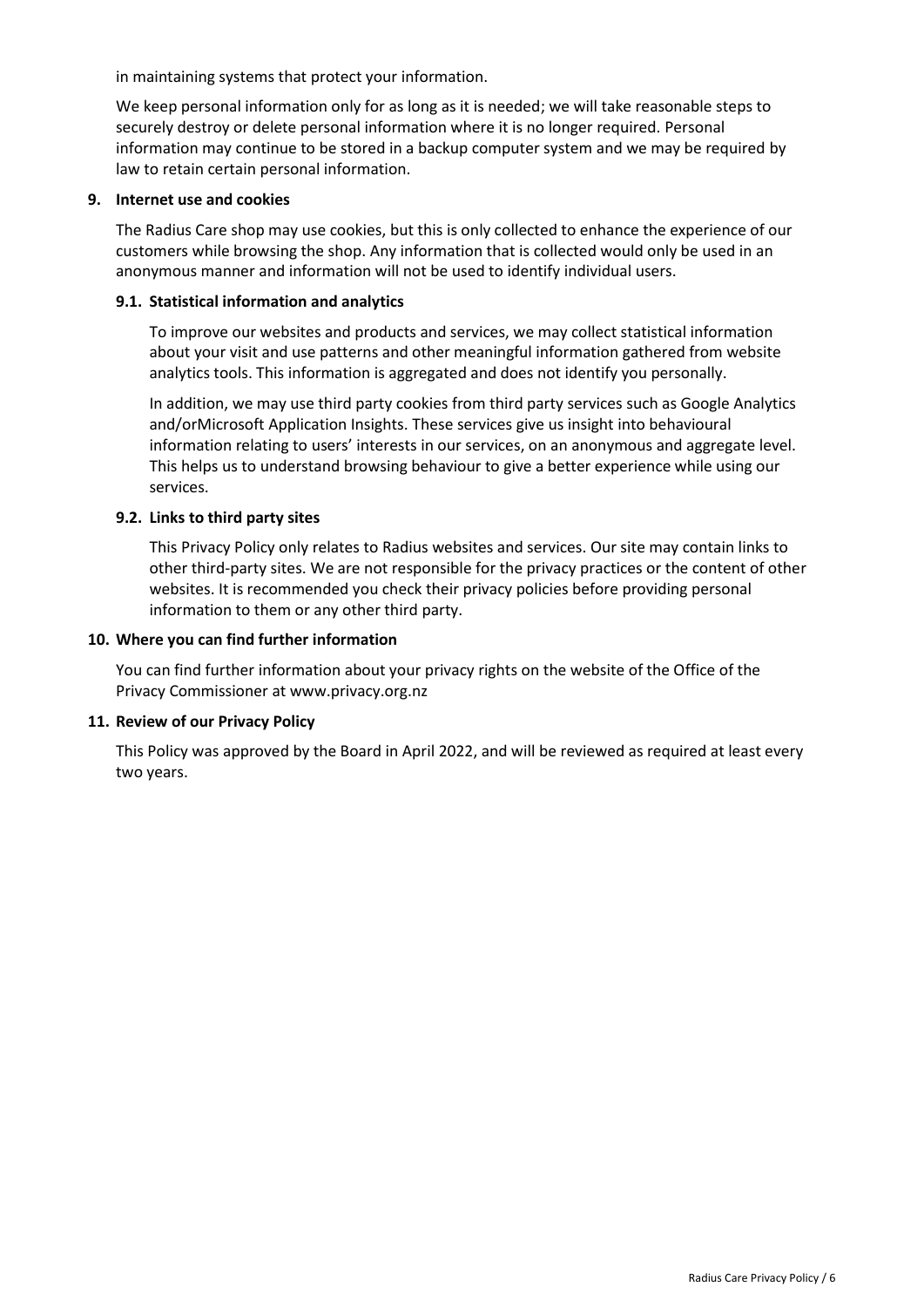in maintaining systems that protect your information.

We keep personal information only for as long as it is needed; we will take reasonable steps to securely destroy or delete personal information where it is no longer required. Personal information may continue to be stored in a backup computer system and we may be required by law to retain certain personal information.

## 9. Internet use and cookies

The Radius Care shop may use cookies, but this is only collected to enhance the experience of our customers while browsing the shop. Any information that is collected would only be used in an anonymous manner and information will not be used to identify individual users.

### 9.1. Statistical information and analytics

To improve our websites and products and services, we may collect statistical information about your visit and use patterns and other meaningful information gathered from website analytics tools. This information is aggregated and does not identify you personally.

In addition, we may use third party cookies from third party services such as Google Analytics and/orMicrosoft Application Insights. These services give us insight into behavioural information relating to users' interests in our services, on an anonymous and aggregate level. This helps us to understand browsing behaviour to give a better experience while using our services.

### 9.2. Links to third party sites

This Privacy Policy only relates to Radius websites and services. Our site may contain links to other third-party sites. We are not responsible for the privacy practices or the content of other websites. It is recommended you check their privacy policies before providing personal information to them or any other third party.

## 10. Where you can find further information

You can find further information about your privacy rights on the website of the Office of the Privacy Commissioner at www.privacy.org.nz

## 11. Review of our Privacy Policy

This Policy was approved by the Board in April 2022, and will be reviewed as required at least every two years.